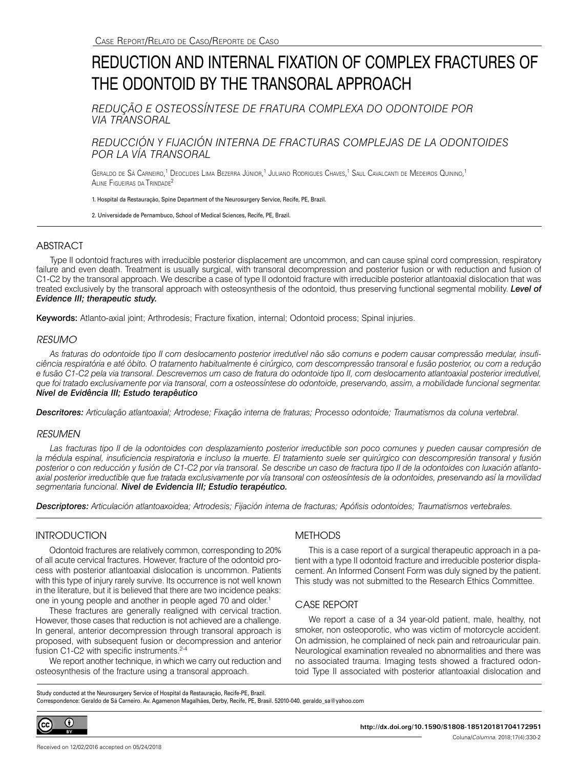Case Report/Relato de Caso/Reporte de Caso

# REDUCTION AND INTERNAL FIXATION OF COMPLEX FRACTURES OF THE ODONTOID BY THE TRANSORAL APPROACH

*REDUÇÃO E OSTEOSSÍNTESE DE FRATURA COMPLEXA DO ODONTOIDE POR VIA TRANSORAL*

*REDUCCIÓN Y FIJACIÓN INTERNA DE FRACTURAS COMPLEJAS DE LA ODONTOIDES POR LA VÍA TRANSORAL*

Geraldo de Sá Carneiro,[1] Deoclides Lima Bezerra Júnior,[1] Juliano Rodrigues Chaves,[1] Saul Cavalcanti de Medeiros Quinino,[1] Aline Figueiras da Trindade[2]

1. Hospital da Restauração, Spine Department of the Neurosurgery Service, Recife, PE, Brazil.

2. Universidade de Pernambuco, School of Medical Sciences, Recife, PE, Brazil.

## ABSTRACT

Type II odontoid fractures with irreducible posterior displacement are uncommon, and can cause spinal cord compression, respiratory failure and even death. Treatment is usually surgical, with transoral decompression and posterior fusion or with reduction and fusion of C1-C2 by the transoral approach. We describe a case of type II odontoid fracture with irreducible posterior atlantoaxial dislocation that was treated exclusively by the transoral approach with osteosynthesis of the odontoid, thus preserving functional segmental mobility. ***Level of Evidence III; therapeutic study.***

**Keywords:** Atlanto-axial joint; Arthrodesis; Fracture fixation, internal; Odontoid process; Spinal injuries.

## *RESUMO*

*As fraturas do odontoide tipo II com deslocamento posterior irredutível não são comuns e podem causar compressão medular, insuficiência respiratória e até óbito. O tratamento habitualmente é cirúrgico, com descompressão transoral e fusão posterior, ou com a redução e fusão C1-C2 pela via transoral. Descrevemos um caso de fratura do odontoide tipo II, com deslocamento atlantoaxial posterior irredutível, que foi tratado exclusivamente por via transoral, com a osteossíntese do odontoide, preservando, assim, a mobilidade funcional segmentar.* ***Nível de Evidência III; Estudo terapêutico***

***Descritores:*** *Articulação atlantoaxial; Artrodese; Fixação interna de fraturas; Processo odontoide; Traumatismos da coluna vertebral.*

## *RESUMEN*

*Las fracturas tipo II de la odontoides con desplazamiento posterior irreductible son poco comunes y pueden causar compresión de la médula espinal, insuficiencia respiratoria e incluso la muerte. El tratamiento suele ser quirúrgico con descompresión transoral y fusión posterior o con reducción y fusión de C1-C2 por vía transoral. Se describe un caso de fractura tipo II de la odontoides con luxación atlanto-axial posterior irreductible que fue tratada exclusivamente por vía transoral con osteosíntesis de la odontoides, preservando así la movilidad segmentaria funcional.* ***Nivel de Evidencia III; Estudio terapéutico.***

***Descriptores:*** *Articulación atlantoaxoidea; Artrodesis; Fijación interna de fracturas; Apófisis odontoides; Traumatismos vertebrales.*

## INTRODUCTION

Odontoid fractures are relatively common, corresponding to 20% of all acute cervical fractures. However, fracture of the odontoid process with posterior atlantoaxial dislocation is uncommon. Patients with this type of injury rarely survive. Its occurrence is not well known in the literature, but it is believed that there are two incidence peaks: one in young people and another in people aged 70 and older.[1]

These fractures are generally realigned with cervical traction. However, those cases that reduction is not achieved are a challenge. In general, anterior decompression through transoral approach is proposed, with subsequent fusion or decompression and anterior fusion C1-C2 with specific instruments.[2-4]

We report another technique, in which we carry out reduction and osteosynthesis of the fracture using a transoral approach.

## METHODS

This is a case report of a surgical therapeutic approach in a patient with a type II odontoid fracture and irreducible posterior displacement. An Informed Consent Form was duly signed by the patient. This study was not submitted to the Research Ethics Committee.

## CASE REPORT

We report a case of a 34 year-old patient, male, healthy, not smoker, non osteoporotic, who was victim of motorcycle accident. On admission, he complained of neck pain and retroauricular pain. Neurological examination revealed no abnormalities and there was no associated trauma. Imaging tests showed a fractured odontoid Type II associated with posterior atlantoaxial dislocation and

Study conducted at the Neurosurgery Service of Hospital da Restauração, Recife-PE, Brazil.
Correspondence: Geraldo de Sá Carneiro. Av. Agamenon Magalhães, Derby, Recife, PE, Brasil. 52010-040. geraldo_sa@yahoo.com

http://dx.doi.org/10.1590/S1808-185120181704172951

Received on 12/02/2016 accepted on 05/24/2018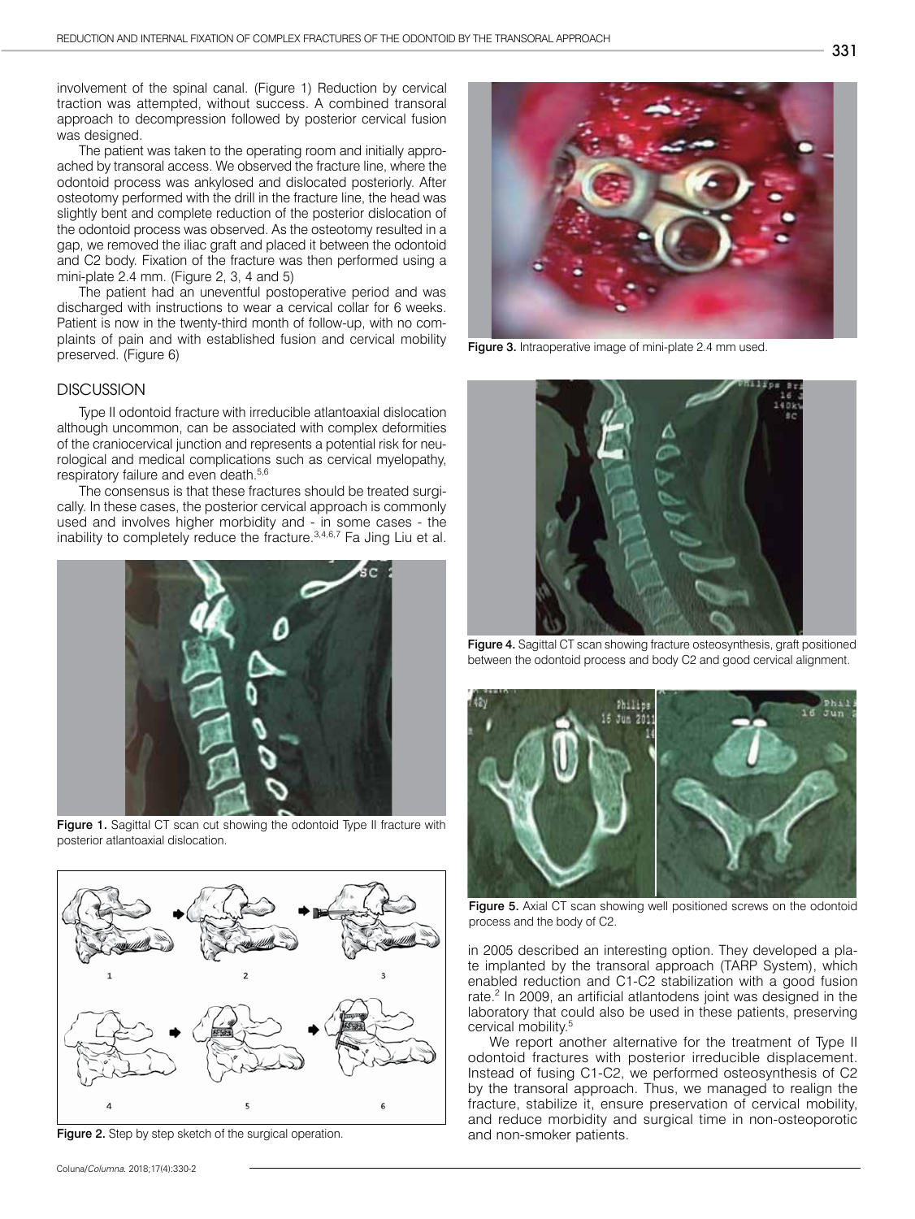involvement of the spinal canal. (Figure 1) Reduction by cervical traction was attempted, without success. A combined transoral approach to decompression followed by posterior cervical fusion was designed.

The patient was taken to the operating room and initially approached by transoral access. We observed the fracture line, where the odontoid process was ankylosed and dislocated posteriorly. After osteotomy performed with the drill in the fracture line, the head was slightly bent and complete reduction of the posterior dislocation of the odontoid process was observed. As the osteotomy resulted in a gap, we removed the iliac graft and placed it between the odontoid and C2 body. Fixation of the fracture was then performed using a mini-plate 2.4 mm. (Figure 2, 3, 4 and 5)

The patient had an uneventful postoperative period and was discharged with instructions to wear a cervical collar for 6 weeks. Patient is now in the twenty-third month of follow-up, with no complaints of pain and with established fusion and cervical mobility preserved. (Figure 6)

## DISCUSSION

Type II odontoid fracture with irreducible atlantoaxial dislocation although uncommon, can be associated with complex deformities of the craniocervical junction and represents a potential risk for neurological and medical complications such as cervical myelopathy, respiratory failure and even death.[5,6]

The consensus is that these fractures should be treated surgically. In these cases, the posterior cervical approach is commonly used and involves higher morbidity and - in some cases - the inability to completely reduce the fracture.[3,4,6,7] Fa Jing Liu et al. in 2005 described an interesting option. They developed a plate implanted by the transoral approach (TARP System), which enabled reduction and C1-C2 stabilization with a good fusion rate.[2] In 2009, an artificial atlantodens joint was designed in the laboratory that could also be used in these patients, preserving cervical mobility.[5]

We report another alternative for the treatment of Type II odontoid fractures with posterior irreducible displacement. Instead of fusing C1-C2, we performed osteosynthesis of C2 by the transoral approach. Thus, we managed to realign the fracture, stabilize it, ensure preservation of cervical mobility, and reduce morbidity and surgical time in non-osteoporotic and non-smoker patients.

**Figure 1.** Sagittal CT scan cut showing the odontoid Type II fracture with posterior atlantoaxial dislocation.

**Figure 2.** Step by step sketch of the surgical operation.

**Figure 3.** Intraoperative image of mini-plate 2.4 mm used.

**Figure 4.** Sagittal CT scan showing fracture osteosynthesis, graft positioned between the odontoid process and body C2 and good cervical alignment.

**Figure 5.** Axial CT scan showing well positioned screws on the odontoid process and the body of C2.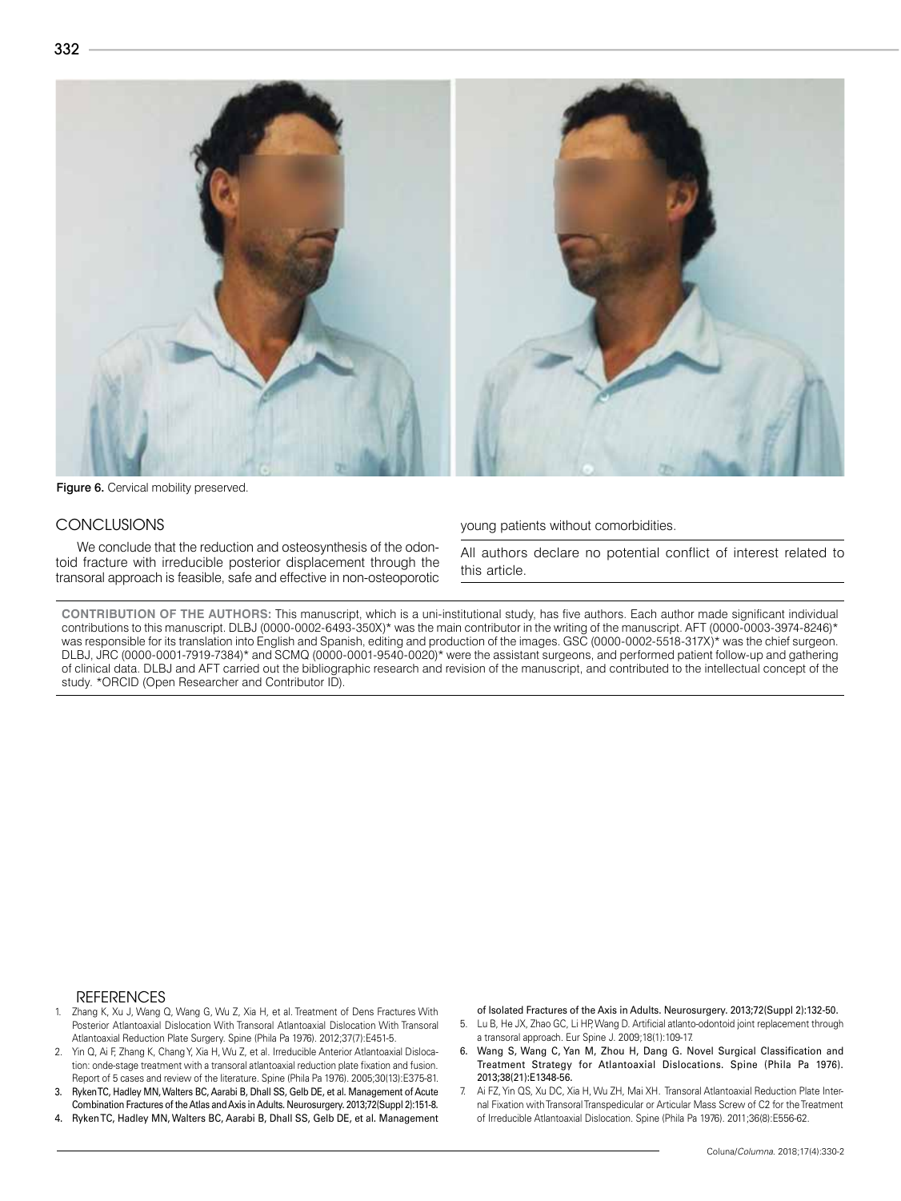Figure 6. Cervical mobility preserved.

## CONCLUSIONS

We conclude that the reduction and osteosynthesis of the odontoid fracture with irreducible posterior displacement through the transoral approach is feasible, safe and effective in non-osteoporotic young patients without comorbidities.

All authors declare no potential conflict of interest related to this article.

**CONTRIBUTION OF THE AUTHORS:** This manuscript, which is a uni-institutional study, has five authors. Each author made significant individual contributions to this manuscript. DLBJ (0000-0002-6493-350X)* was the main contributor in the writing of the manuscript. AFT (0000-0003-3974-8246)* was responsible for its translation into English and Spanish, editing and production of the images. GSC (0000-0002-5518-317X)* was the chief surgeon. DLBJ, JRC (0000-0001-7919-7384)* and SCMQ (0000-0001-9540-0020)* were the assistant surgeons, and performed patient follow-up and gathering of clinical data. DLBJ and AFT carried out the bibliographic research and revision of the manuscript, and contributed to the intellectual concept of the study. *ORCID (Open Researcher and Contributor ID).

## REFERENCES

1. Zhang K, Xu J, Wang Q, Wang G, Wu Z, Xia H, et al. Treatment of Dens Fractures With Posterior Atlantoaxial Dislocation With Transoral Atlantoaxial Dislocation With Transoral Atlantoaxial Reduction Plate Surgery. Spine (Phila Pa 1976). 2012;37(7):E451-5.
2. Yin Q, Ai F, Zhang K, Chang Y, Xia H, Wu Z, et al. Irreducible Anterior Atlantoaxial Dislocation: onde-stage treatment with a transoral atlantoaxial reduction plate fixation and fusion. Report of 5 cases and review of the literature. Spine (Phila Pa 1976). 2005;30(13):E375-81.
3. Ryken TC, Hadley MN, Walters BC, Aarabi B, Dhall SS, Gelb DE, et al. Management of Acute Combination Fractures of the Atlas and Axis in Adults. Neurosurgery. 2013;72(Suppl 2):151-8.
4. Ryken TC, Hadley MN, Walters BC, Aarabi B, Dhall SS, Gelb DE, et al. Management of Isolated Fractures of the Axis in Adults. Neurosurgery. 2013;72(Suppl 2):132-50.
5. Lu B, He JX, Zhao GC, Li HP, Wang D. Artificial atlanto-odontoid joint replacement through a transoral approach. Eur Spine J. 2009;18(1):109-17.
6. Wang S, Wang C, Yan M, Zhou H, Dang G. Novel Surgical Classification and Treatment Strategy for Atlantoaxial Dislocations. Spine (Phila Pa 1976). 2013;38(21):E1348-56.
7. Ai FZ, Yin QS, Xu DC, Xia H, Wu ZH, Mai XH. Transoral Atlantoaxial Reduction Plate Internal Fixation with Transoral Transpedicular or Articular Mass Screw of C2 for the Treatment of Irreducible Atlantoaxial Dislocation. Spine (Phila Pa 1976). 2011;36(8):E556-62.